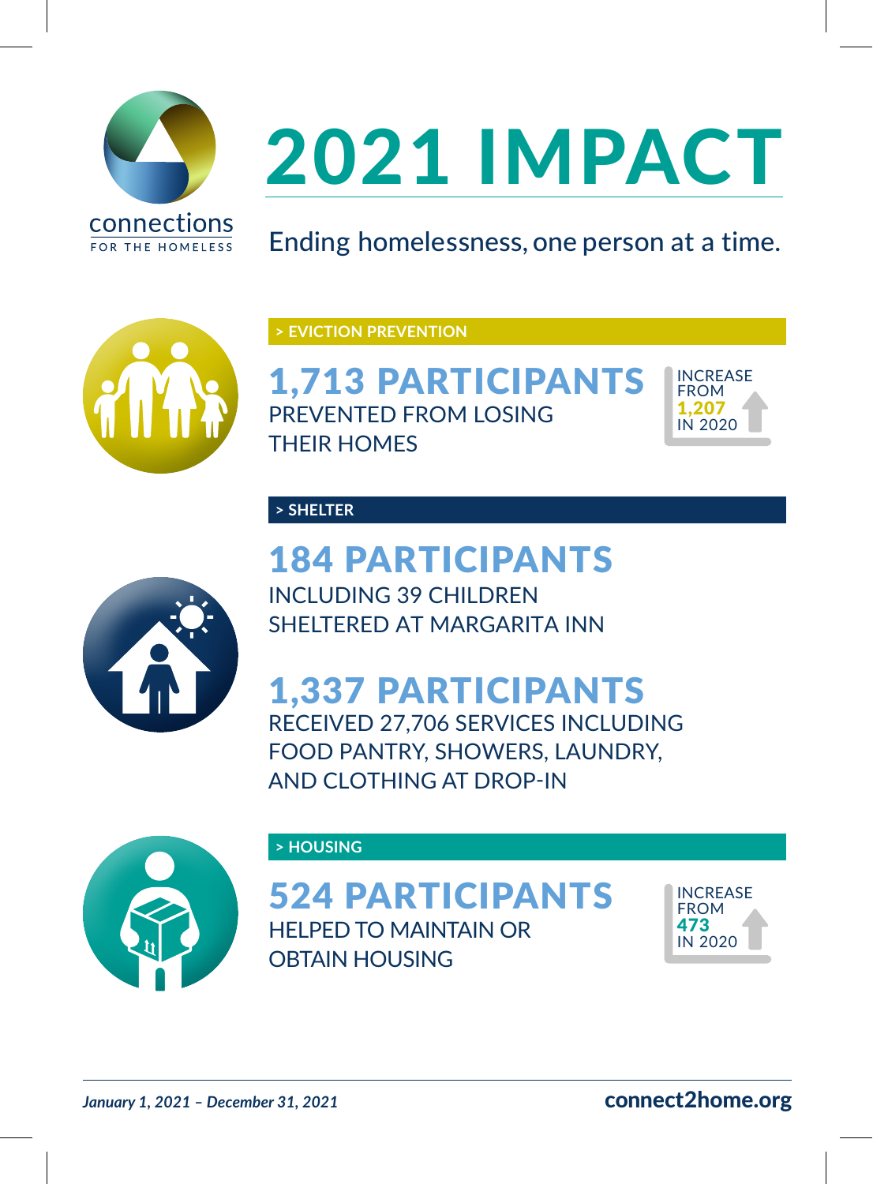connections

FOR THE HOMELESS

# 2021 IMPACT

Ending homelessness, one person at a time.

## > EVICTION PREVENTION

**1,713 PARTICIPANTS**
PREVENTED FROM LOSING THEIR HOMES

INCREASE FROM **1,207** IN 2020

## > SHELTER

**184 PARTICIPANTS**
INCLUDING 39 CHILDREN SHELTERED AT MARGARITA INN

**1,337 PARTICIPANTS**
RECEIVED 27,706 SERVICES INCLUDING FOOD PANTRY, SHOWERS, LAUNDRY, AND CLOTHING AT DROP-IN

## > HOUSING

**524 PARTICIPANTS**
HELPED TO MAINTAIN OR OBTAIN HOUSING

INCREASE FROM **473** IN 2020

*January 1, 2021 – December 31, 2021*

**connect2home.org**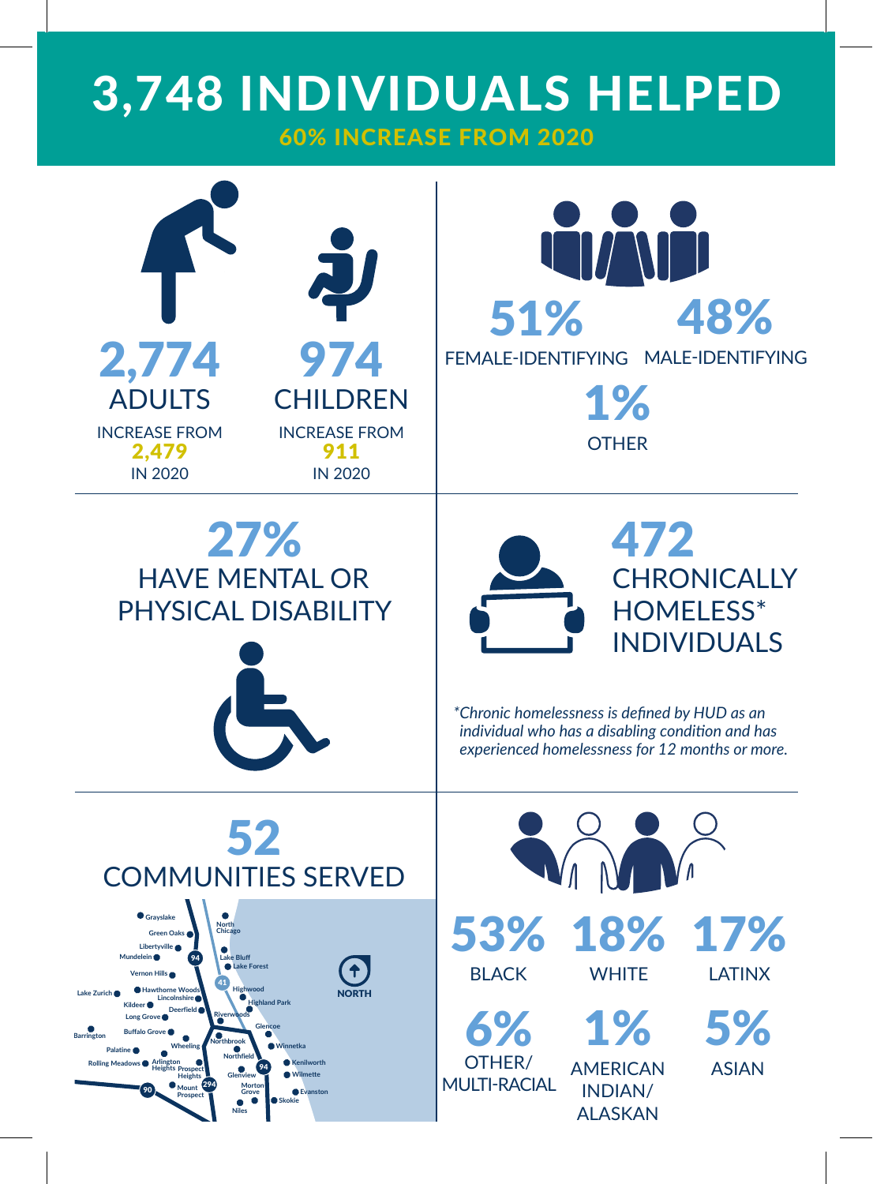# 3,748 INDIVIDUALS HELPED

**60% INCREASE FROM 2020**

**2,774**
ADULTS
INCREASE FROM **2,479** IN 2020

**974**
CHILDREN
INCREASE FROM **911** IN 2020

**51%**
FEMALE-IDENTIFYING

**48%**
MALE-IDENTIFYING

**1%**
OTHER

**27%**
HAVE MENTAL OR PHYSICAL DISABILITY

**472**
CHRONICALLY HOMELESS* INDIVIDUALS

*\*Chronic homelessness is defined by HUD as an individual who has a disabling condition and has experienced homelessness for 12 months or more.*

**52**
COMMUNITIES SERVED

Grayslake
Green Oaks
Libertyville
Mundelein
Vernon Hills
Lake Zurich
Hawthorne Woods
Lincolnshire
Kildeer
Deerfield
Long Grove
Barrington
Buffalo Grove
Palatine
Wheeling
Rolling Meadows
Arlington Heights
Prospect Heights
Mount Prospect
North Chicago
Lake Bluff
Lake Forest
Highwood
Highland Park
Riverwoods
Northbrook
Glencoe
Winnetka
Northfield
Kenilworth
Wilmette
Glenview
Morton Grove
Evanston
Skokie
Niles
NORTH
94
41
294
90

**53%**
BLACK

**18%**
WHITE

**17%**
LATINX

**6%**
OTHER/ MULTI-RACIAL

**1%**
AMERICAN INDIAN/ ALASKAN

**5%**
ASIAN